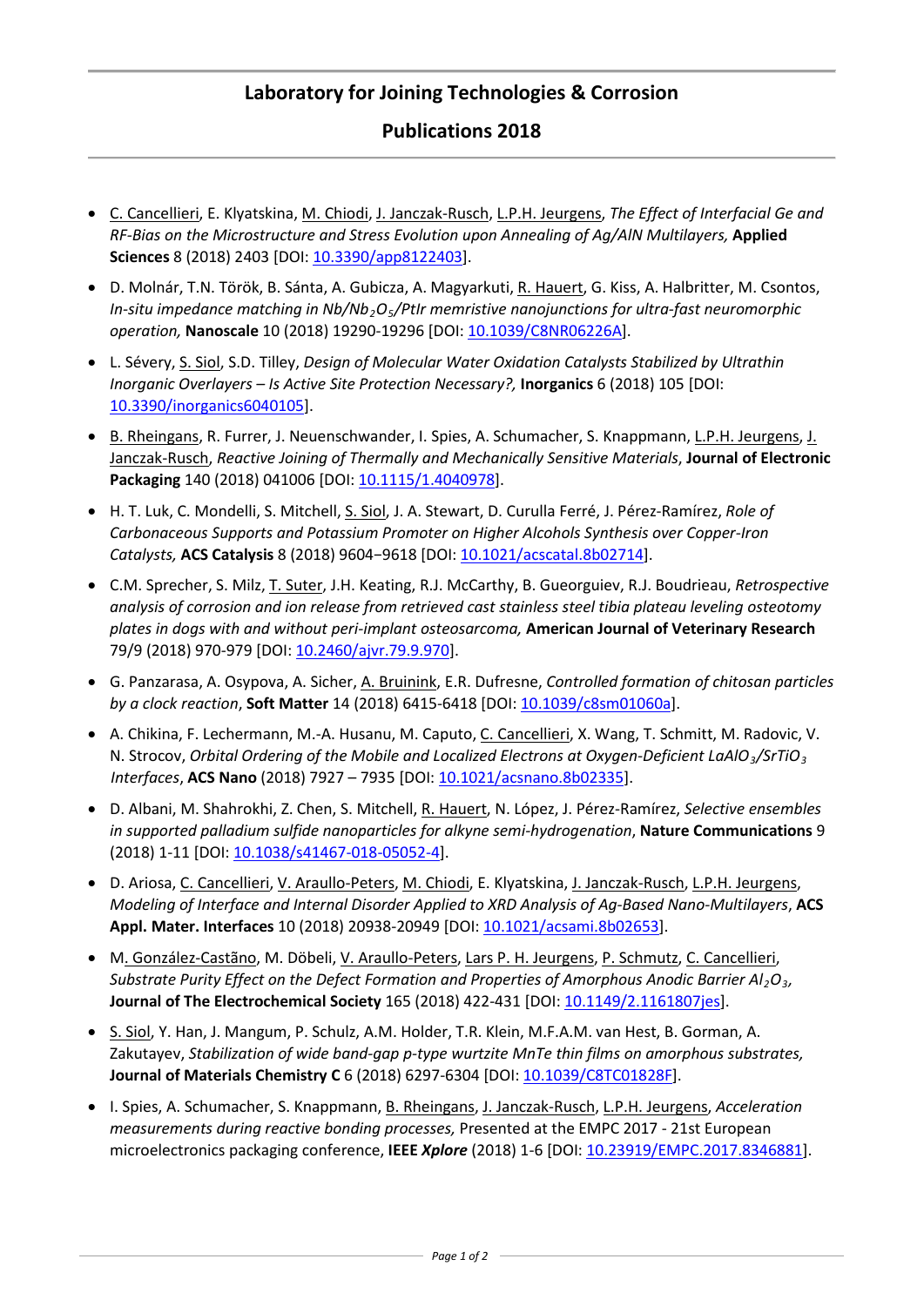# Laboratory for Joining Technologies & Corrosion

## Publications 2018

- C. Cancellieri, E. Klyatskina, M. Chiodi, J. Janczak-Rusch, L.P.H. Jeurgens, *The Effect of Interfacial Ge and RF-Bias on the Microstructure and Stress Evolution upon Annealing of Ag/AlN Multilayers,* **Applied Sciences** 8 (2018) 2403 [DOI: 10.3390/app8122403].
- D. Molnár, T.N. Török, B. Sánta, A. Gubicza, A. Magyarkuti, R. Hauert, G. Kiss, A. Halbritter, M. Csontos, *In-situ impedance matching in Nb/$Nb_2O_5$/PtIr memristive nanojunctions for ultra-fast neuromorphic operation,* **Nanoscale** 10 (2018) 19290-19296 [DOI: 10.1039/C8NR06226A].
- L. Sévery, S. Siol, S.D. Tilley, *Design of Molecular Water Oxidation Catalysts Stabilized by Ultrathin Inorganic Overlayers – Is Active Site Protection Necessary?,* **Inorganics** 6 (2018) 105 [DOI: 10.3390/inorganics6040105].
- B. Rheingans, R. Furrer, J. Neuenschwander, I. Spies, A. Schumacher, S. Knappmann, L.P.H. Jeurgens, J. Janczak-Rusch, *Reactive Joining of Thermally and Mechanically Sensitive Materials*, **Journal of Electronic Packaging** 140 (2018) 041006 [DOI: 10.1115/1.4040978].
- H. T. Luk, C. Mondelli, S. Mitchell, S. Siol, J. A. Stewart, D. Curulla Ferré, J. Pérez-Ramírez, *Role of Carbonaceous Supports and Potassium Promoter on Higher Alcohols Synthesis over Copper-Iron Catalysts,* **ACS Catalysis** 8 (2018) 9604−9618 [DOI: 10.1021/acscatal.8b02714].
- C.M. Sprecher, S. Milz, T. Suter, J.H. Keating, R.J. McCarthy, B. Gueorguiev, R.J. Boudrieau, *Retrospective analysis of corrosion and ion release from retrieved cast stainless steel tibia plateau leveling osteotomy plates in dogs with and without peri-implant osteosarcoma,* **American Journal of Veterinary Research** 79/9 (2018) 970-979 [DOI: 10.2460/ajvr.79.9.970].
- G. Panzarasa, A. Osypova, A. Sicher, A. Bruinink, E.R. Dufresne, *Controlled formation of chitosan particles by a clock reaction*, **Soft Matter** 14 (2018) 6415-6418 [DOI: 10.1039/c8sm01060a].
- A. Chikina, F. Lechermann, M.-A. Husanu, M. Caputo, C. Cancellieri, X. Wang, T. Schmitt, M. Radovic, V. N. Strocov, *Orbital Ordering of the Mobile and Localized Electrons at Oxygen-Deficient $LaAlO_3$/$SrTiO_3$ Interfaces*, **ACS Nano** (2018) 7927 – 7935 [DOI: 10.1021/acsnano.8b02335].
- D. Albani, M. Shahrokhi, Z. Chen, S. Mitchell, R. Hauert, N. López, J. Pérez-Ramírez, *Selective ensembles in supported palladium sulfide nanoparticles for alkyne semi-hydrogenation*, **Nature Communications** 9 (2018) 1-11 [DOI: 10.1038/s41467-018-05052-4].
- D. Ariosa, C. Cancellieri, V. Araullo-Peters, M. Chiodi, E. Klyatskina, J. Janczak-Rusch, L.P.H. Jeurgens, *Modeling of Interface and Internal Disorder Applied to XRD Analysis of Ag-Based Nano-Multilayers*, **ACS Appl. Mater. Interfaces** 10 (2018) 20938-20949 [DOI: 10.1021/acsami.8b02653].
- M. González-Castãno, M. Döbeli, V. Araullo-Peters, Lars P. H. Jeurgens, P. Schmutz, C. Cancellieri, *Substrate Purity Effect on the Defect Formation and Properties of Amorphous Anodic Barrier $Al_2O_3$,* **Journal of The Electrochemical Society** 165 (2018) 422-431 [DOI: 10.1149/2.1161807jes].
- S. Siol, Y. Han, J. Mangum, P. Schulz, A.M. Holder, T.R. Klein, M.F.A.M. van Hest, B. Gorman, A. Zakutayev, *Stabilization of wide band-gap p-type wurtzite MnTe thin films on amorphous substrates,* **Journal of Materials Chemistry C** 6 (2018) 6297-6304 [DOI: 10.1039/C8TC01828F].
- I. Spies, A. Schumacher, S. Knappmann, B. Rheingans, J. Janczak-Rusch, L.P.H. Jeurgens, *Acceleration measurements during reactive bonding processes,* Presented at the EMPC 2017 - 21st European microelectronics packaging conference, **IEEE *Xplore*** (2018) 1-6 [DOI: 10.23919/EMPC.2017.8346881].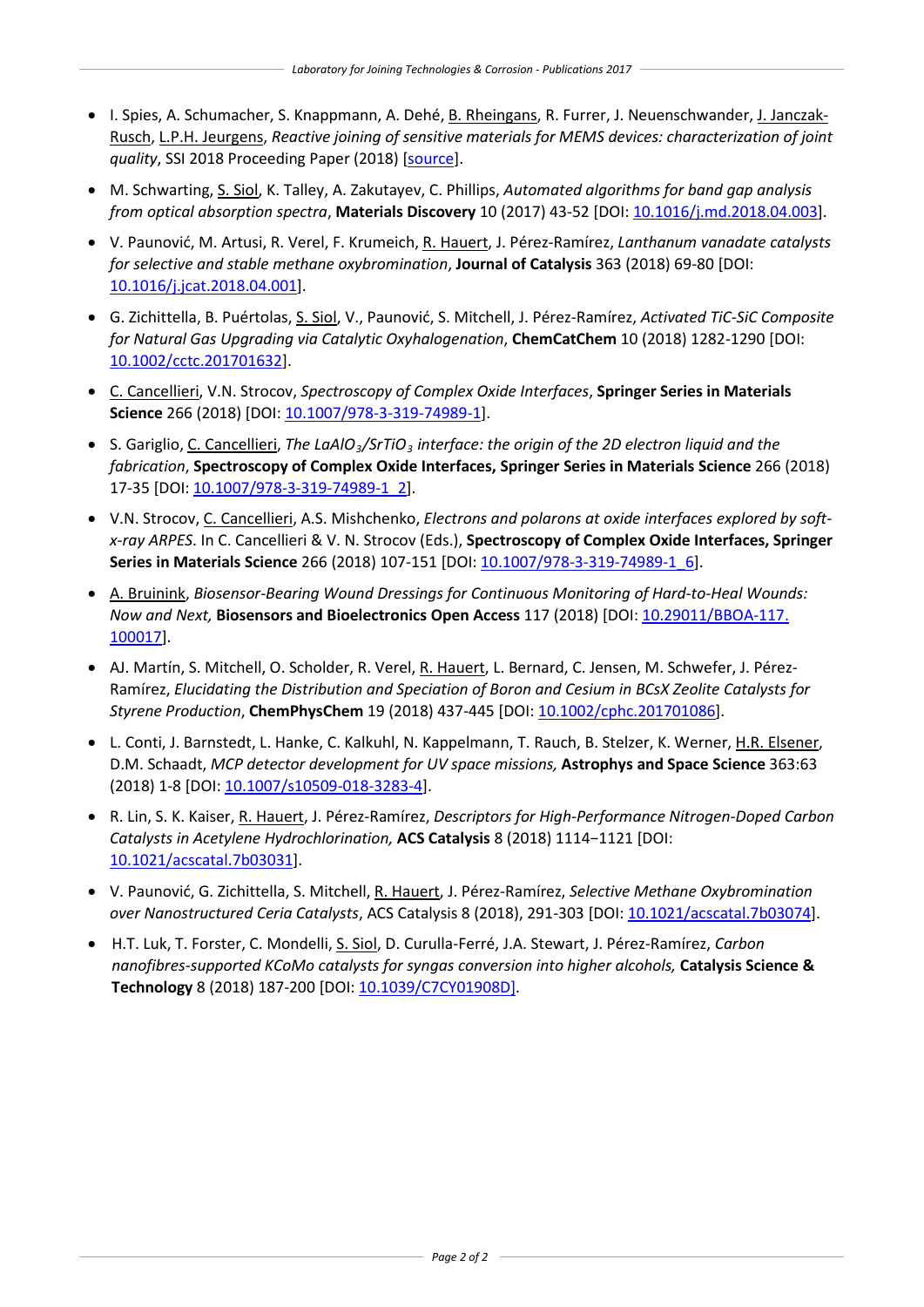- I. Spies, A. Schumacher, S. Knappmann, A. Dehé, B. Rheingans, R. Furrer, J. Neuenschwander, J. Janczak-Rusch, L.P.H. Jeurgens, *Reactive joining of sensitive materials for MEMS devices: characterization of joint quality*, SSI 2018 Proceeding Paper (2018) [source].

- M. Schwarting, S. Siol, K. Talley, A. Zakutayev, C. Phillips, *Automated algorithms for band gap analysis from optical absorption spectra*, **Materials Discovery** 10 (2017) 43-52 [DOI: 10.1016/j.md.2018.04.003].

- V. Paunović, M. Artusi, R. Verel, F. Krumeich, R. Hauert, J. Pérez-Ramírez, *Lanthanum vanadate catalysts for selective and stable methane oxybromination*, **Journal of Catalysis** 363 (2018) 69-80 [DOI: 10.1016/j.jcat.2018.04.001].

- G. Zichittella, B. Puértolas, S. Siol, V., Paunović, S. Mitchell, J. Pérez-Ramírez, *Activated TiC-SiC Composite for Natural Gas Upgrading via Catalytic Oxyhalogenation*, **ChemCatChem** 10 (2018) 1282-1290 [DOI: 10.1002/cctc.201701632].

- C. Cancellieri, V.N. Strocov, *Spectroscopy of Complex Oxide Interfaces*, **Springer Series in Materials Science** 266 (2018) [DOI: 10.1007/978-3-319-74989-1].

- S. Gariglio, C. Cancellieri, *The $LaAlO_3$/$SrTiO_3$ interface: the origin of the 2D electron liquid and the fabrication*, **Spectroscopy of Complex Oxide Interfaces, Springer Series in Materials Science** 266 (2018) 17-35 [DOI: 10.1007/978-3-319-74989-1_2].

- V.N. Strocov, C. Cancellieri, A.S. Mishchenko, *Electrons and polarons at oxide interfaces explored by soft-x-ray ARPES*. In C. Cancellieri & V. N. Strocov (Eds.), **Spectroscopy of Complex Oxide Interfaces, Springer Series in Materials Science** 266 (2018) 107-151 [DOI: 10.1007/978-3-319-74989-1_6].

- A. Bruinink, *Biosensor-Bearing Wound Dressings for Continuous Monitoring of Hard-to-Heal Wounds: Now and Next,* **Biosensors and Bioelectronics Open Access** 117 (2018) [DOI: 10.29011/BBOA-117.100017].

- AJ. Martín, S. Mitchell, O. Scholder, R. Verel, R. Hauert, L. Bernard, C. Jensen, M. Schwefer, J. Pérez-Ramírez, *Elucidating the Distribution and Speciation of Boron and Cesium in BCsX Zeolite Catalysts for Styrene Production*, **ChemPhysChem** 19 (2018) 437-445 [DOI: 10.1002/cphc.201701086].

- L. Conti, J. Barnstedt, L. Hanke, C. Kalkuhl, N. Kappelmann, T. Rauch, B. Stelzer, K. Werner, H.R. Elsener, D.M. Schaadt, *MCP detector development for UV space missions,* **Astrophys and Space Science** 363:63 (2018) 1-8 [DOI: 10.1007/s10509-018-3283-4].

- R. Lin, S. K. Kaiser, R. Hauert, J. Pérez-Ramírez, *Descriptors for High-Performance Nitrogen-Doped Carbon Catalysts in Acetylene Hydrochlorination,* **ACS Catalysis** 8 (2018) 1114−1121 [DOI: 10.1021/acscatal.7b03031].

- V. Paunović, G. Zichittella, S. Mitchell, R. Hauert, J. Pérez-Ramírez, *Selective Methane Oxybromination over Nanostructured Ceria Catalysts*, ACS Catalysis 8 (2018), 291-303 [DOI: 10.1021/acscatal.7b03074].

- H.T. Luk, T. Forster, C. Mondelli, S. Siol, D. Curulla-Ferré, J.A. Stewart, J. Pérez-Ramírez, *Carbon nanofibres-supported KCoMo catalysts for syngas conversion into higher alcohols,* **Catalysis Science & Technology** 8 (2018) 187-200 [DOI: 10.1039/C7CY01908D].